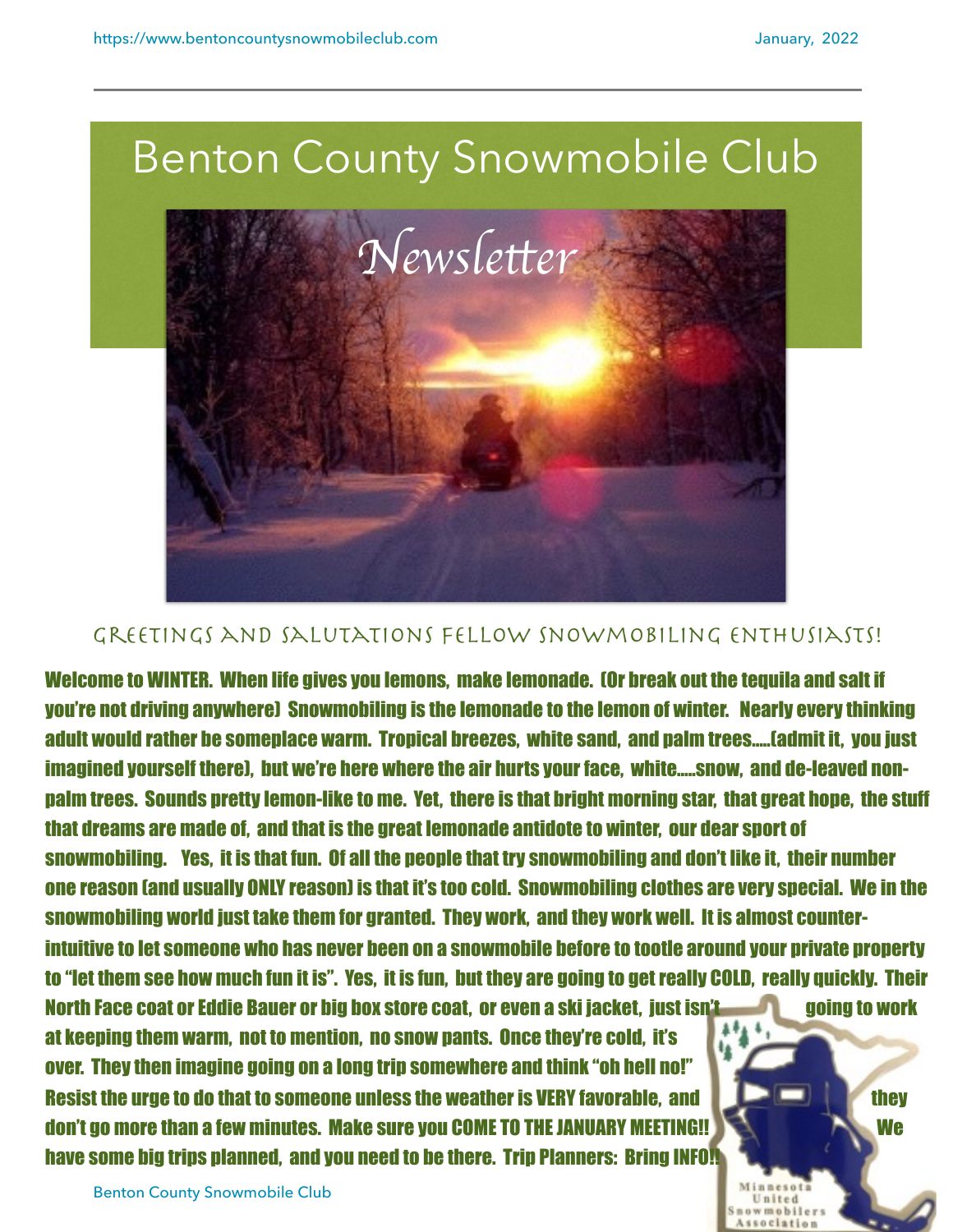# Benton County Snowmobile Club

## Newsletter

### Greetings and Salutations Fellow Snowmobiling Enthusiasts!

**Welcome to WINTER. When life gives you lemons, make lemonade. (Or break out the tequila and salt if you're not driving anywhere) Snowmobiling is the lemonade to the lemon of winter. Nearly every thinking adult would rather be someplace warm. Tropical breezes, white sand, and palm trees.....(admit it, you just imagined yourself there), but we're here where the air hurts your face, white.....snow, and de-leaved non-palm trees. Sounds pretty lemon-like to me. Yet, there is that bright morning star, that great hope, the stuff that dreams are made of, and that is the great lemonade antidote to winter, our dear sport of snowmobiling. Yes, it is that fun. Of all the people that try snowmobiling and don't like it, their number one reason (and usually ONLY reason) is that it's too cold. Snowmobiling clothes are very special. We in the snowmobiling world just take them for granted. They work, and they work well. It is almost counter-intuitive to let someone who has never been on a snowmobile before to tootle around your private property to "let them see how much fun it is". Yes, it is fun, but they are going to get really COLD, really quickly. Their North Face coat or Eddie Bauer or big box store coat, or even a ski jacket, just isn't going to work at keeping them warm, not to mention, no snow pants. Once they're cold, it's over. They then imagine going on a long trip somewhere and think "oh hell no!" Resist the urge to do that to someone unless the weather is VERY favorable, and they don't go more than a few minutes. Make sure you COME TO THE JANUARY MEETING!! We have some big trips planned, and you need to be there. Trip Planners: Bring INFO!!**

Minnesota United Snowmobilers Association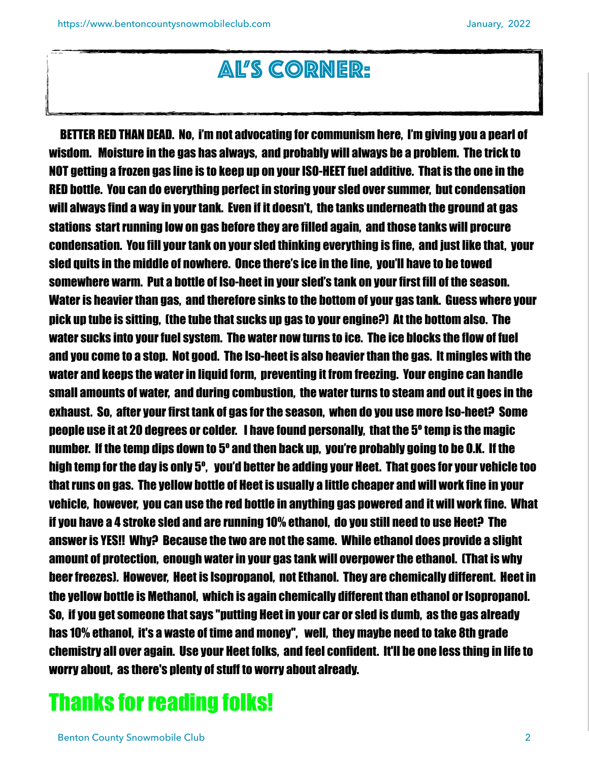# AL'S CORNER:

BETTER RED THAN DEAD. No, i'm not advocating for communism here, I'm giving you a pearl of wisdom. Moisture in the gas has always, and probably will always be a problem. The trick to NOT getting a frozen gas line is to keep up on your ISO-HEET fuel additive. That is the one in the RED bottle. You can do everything perfect in storing your sled over summer, but condensation will always find a way in your tank. Even if it doesn't, the tanks underneath the ground at gas stations start running low on gas before they are filled again, and those tanks will procure condensation. You fill your tank on your sled thinking everything is fine, and just like that, your sled quits in the middle of nowhere. Once there's ice in the line, you'll have to be towed somewhere warm. Put a bottle of Iso-heet in your sled's tank on your first fill of the season. Water is heavier than gas, and therefore sinks to the bottom of your gas tank. Guess where your pick up tube is sitting, (the tube that sucks up gas to your engine?) At the bottom also. The water sucks into your fuel system. The water now turns to ice. The ice blocks the flow of fuel and you come to a stop. Not good. The Iso-heet is also heavier than the gas. It mingles with the water and keeps the water in liquid form, preventing it from freezing. Your engine can handle small amounts of water, and during combustion, the water turns to steam and out it goes in the exhaust. So, after your first tank of gas for the season, when do you use more Iso-heet? Some people use it at 20 degrees or colder. I have found personally, that the 5º temp is the magic number. If the temp dips down to 5º and then back up, you're probably going to be O.K. If the high temp for the day is only 5º, you'd better be adding your Heet. That goes for your vehicle too that runs on gas. The yellow bottle of Heet is usually a little cheaper and will work fine in your vehicle, however, you can use the red bottle in anything gas powered and it will work fine. What if you have a 4 stroke sled and are running 10% ethanol, do you still need to use Heet? The answer is YES!! Why? Because the two are not the same. While ethanol does provide a slight amount of protection, enough water in your gas tank will overpower the ethanol. (That is why beer freezes). However, Heet is Isopropanol, not Ethanol. They are chemically different. Heet in the yellow bottle is Methanol, which is again chemically different than ethanol or Isopropanol. So, if you get someone that says "putting Heet in your car or sled is dumb, as the gas already has 10% ethanol, it's a waste of time and money", well, they maybe need to take 8th grade chemistry all over again. Use your Heet folks, and feel confident. It'll be one less thing in life to worry about, as there's plenty of stuff to worry about already.

## Thanks for reading folks!